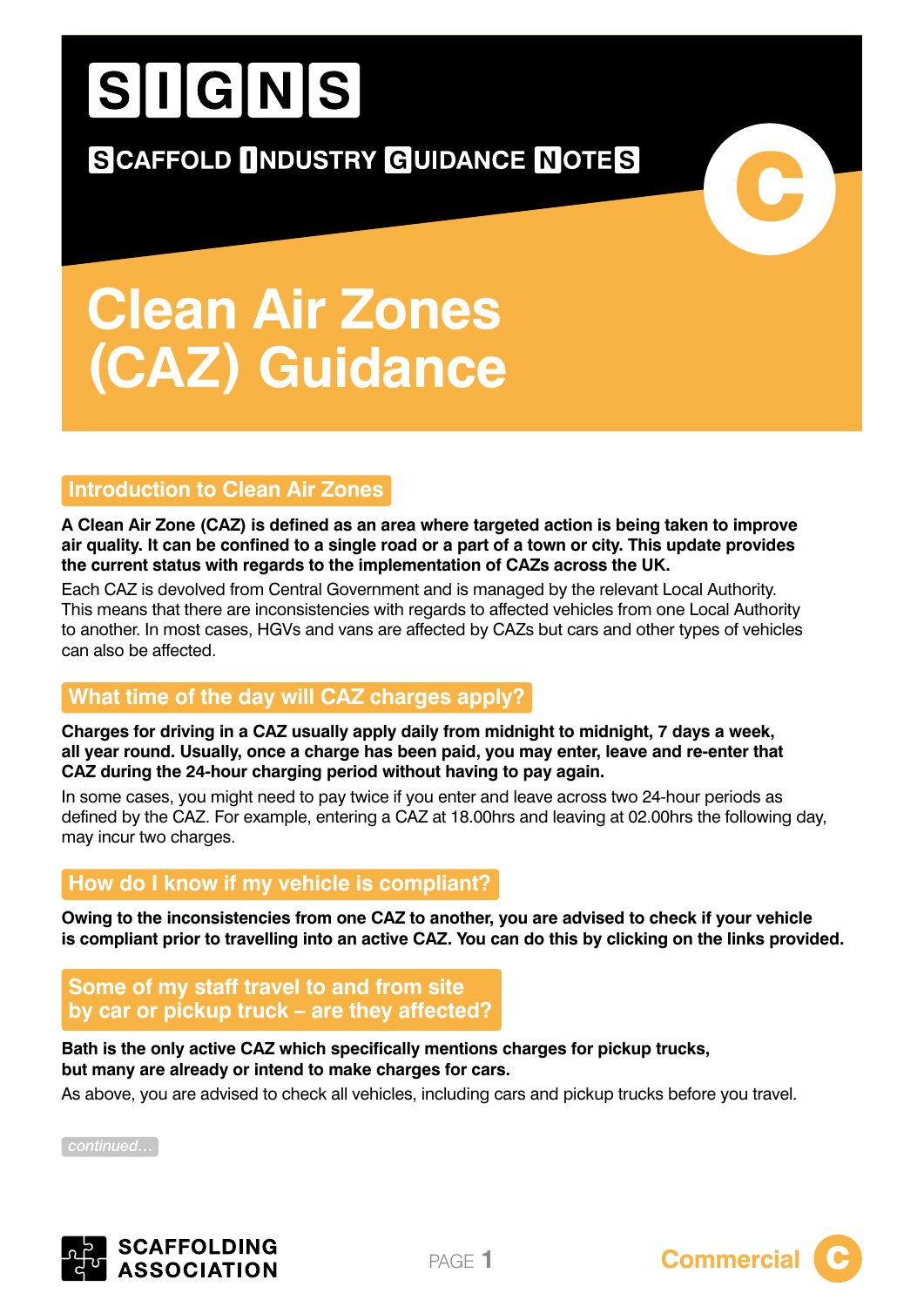# SIGNS

**SCAFFOLD INDUSTRY GUIDANCE NOTES**

# Clean Air Zones (CAZ) Guidance

## Introduction to Clean Air Zones

**A Clean Air Zone (CAZ) is defined as an area where targeted action is being taken to improve air quality. It can be confined to a single road or a part of a town or city. This update provides the current status with regards to the implementation of CAZs across the UK.**

Each CAZ is devolved from Central Government and is managed by the relevant Local Authority. This means that there are inconsistencies with regards to affected vehicles from one Local Authority to another. In most cases, HGVs and vans are affected by CAZs but cars and other types of vehicles can also be affected.

## What time of the day will CAZ charges apply?

**Charges for driving in a CAZ usually apply daily from midnight to midnight, 7 days a week, all year round. Usually, once a charge has been paid, you may enter, leave and re-enter that CAZ during the 24-hour charging period without having to pay again.**

In some cases, you might need to pay twice if you enter and leave across two 24-hour periods as defined by the CAZ. For example, entering a CAZ at 18.00hrs and leaving at 02.00hrs the following day, may incur two charges.

## How do I know if my vehicle is compliant?

**Owing to the inconsistencies from one CAZ to another, you are advised to check if your vehicle is compliant prior to travelling into an active CAZ. You can do this by clicking on the links provided.**

## Some of my staff travel to and from site by car or pickup truck – are they affected?

**Bath is the only active CAZ which specifically mentions charges for pickup trucks, but many are already or intend to make charges for cars.**

As above, you are advised to check all vehicles, including cars and pickup trucks before you travel.

*continued…*

SCAFFOLDING ASSOCIATION

Commercial C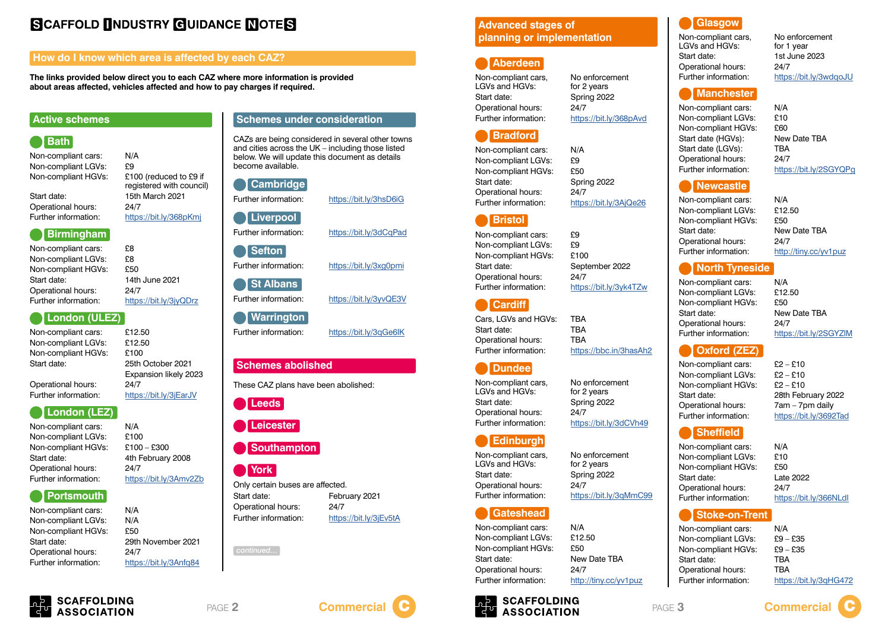# SCAFFOLD INDUSTRY GUIDANCE NOTES

## How do I know which area is affected by each CAZ?

**The links provided below direct you to each CAZ where more information is provided about areas affected, vehicles affected and how to pay charges if required.**

## Active schemes

### Bath

| | |
|---|---|
| Non-compliant cars: | N/A |
| Non-compliant LGVs: | £9 |
| Non-compliant HGVs: | £100 (reduced to £9 if registered with council) |
| Start date: | 15th March 2021 |
| Operational hours: | 24/7 |
| Further information: | https://bit.ly/368pKmj |

### Birmingham

| | |
|---|---|
| Non-compliant cars: | £8 |
| Non-compliant LGVs: | £8 |
| Non-compliant HGVs: | £50 |
| Start date: | 14th June 2021 |
| Operational hours: | 24/7 |
| Further information: | https://bit.ly/3jyQDrz |

### London (ULEZ)

| | |
|---|---|
| Non-compliant cars: | £12.50 |
| Non-compliant LGVs: | £12.50 |
| Non-compliant HGVs: | £100 |
| Start date: | 25th October 2021 Expansion likely 2023 |
| Operational hours: | 24/7 |
| Further information: | https://bit.ly/3jEarJV |

### London (LEZ)

| | |
|---|---|
| Non-compliant cars: | N/A |
| Non-compliant LGVs: | £100 |
| Non-compliant HGVs: | £100 – £300 |
| Start date: | 4th February 2008 |
| Operational hours: | 24/7 |
| Further information: | https://bit.ly/3Amv2Zb |

### Portsmouth

| | |
|---|---|
| Non-compliant cars: | N/A |
| Non-compliant LGVs: | N/A |
| Non-compliant HGVs: | £50 |
| Start date: | 29th November 2021 |
| Operational hours: | 24/7 |
| Further information: | https://bit.ly/3Anfq84 |

## Schemes under consideration

CAZs are being considered in several other towns and cities across the UK – including those listed below. We will update this document as details become available.

### Cambridge

Further information: https://bit.ly/3hsD6iG

### Liverpool

Further information: https://bit.ly/3dCqPad

### Sefton

Further information: https://bit.ly/3xg0pmi

### St Albans

Further information: https://bit.ly/3yvQE3V

### Warrington

Further information: https://bit.ly/3qGe6lK

## Schemes abolished

These CAZ plans have been abolished:

### Leeds

### Leicester

### Southampton

### York

Only certain buses are affected.

| | |
|---|---|
| Start date: | February 2021 |
| Operational hours: | 24/7 |
| Further information: | https://bit.ly/3jEv5tA |

*continued...*

## Advanced stages of planning or implementation

### Aberdeen

| | |
|---|---|
| Non-compliant cars, LGVs and HGVs: | No enforcement for 2 years |
| Start date: | Spring 2022 |
| Operational hours: | 24/7 |
| Further information: | https://bit.ly/368pAvd |

### Bradford

| | |
|---|---|
| Non-compliant cars: | N/A |
| Non-compliant LGVs: | £9 |
| Non-compliant HGVs: | £50 |
| Start date: | Spring 2022 |
| Operational hours: | 24/7 |
| Further information: | https://bit.ly/3AjQe26 |

### Bristol

| | |
|---|---|
| Non-compliant cars: | £9 |
| Non-compliant LGVs: | £9 |
| Non-compliant HGVs: | £100 |
| Start date: | September 2022 |
| Operational hours: | 24/7 |
| Further information: | https://bit.ly/3yk4TZw |

### Cardiff

| | |
|---|---|
| Cars, LGVs and HGVs: | TBA |
| Start date: | TBA |
| Operational hours: | TBA |
| Further information: | https://bbc.in/3hasAh2 |

### Dundee

| | |
|---|---|
| Non-compliant cars, LGVs and HGVs: | No enforcement for 2 years |
| Start date: | Spring 2022 |
| Operational hours: | 24/7 |
| Further information: | https://bit.ly/3dCVh49 |

### Edinburgh

| | |
|---|---|
| Non-compliant cars, LGVs and HGVs: | No enforcement for 2 years |
| Start date: | Spring 2022 |
| Operational hours: | 24/7 |
| Further information: | https://bit.ly/3qMmC99 |

### Gateshead

| | |
|---|---|
| Non-compliant cars: | N/A |
| Non-compliant LGVs: | £12.50 |
| Non-compliant HGVs: | £50 |
| Start date: | New Date TBA |
| Operational hours: | 24/7 |
| Further information: | http://tiny.cc/yv1puz |

### Glasgow

| | |
|---|---|
| Non-compliant cars, LGVs and HGVs: | No enforcement for 1 year |
| Start date: | 1st June 2023 |
| Operational hours: | 24/7 |
| Further information: | https://bit.ly/3wdqoJU |

### Manchester

| | |
|---|---|
| Non-compliant cars: | N/A |
| Non-compliant LGVs: | £10 |
| Non-compliant HGVs: | £60 |
| Start date (HGVs): | New Date TBA |
| Start date (LGVs): | TBA |
| Operational hours: | 24/7 |
| Further information: | https://bit.ly/2SGYQPg |

### Newcastle

| | |
|---|---|
| Non-compliant cars: | N/A |
| Non-compliant LGVs: | £12.50 |
| Non-compliant HGVs: | £50 |
| Start date: | New Date TBA |
| Operational hours: | 24/7 |
| Further information: | http://tiny.cc/yv1puz |

### North Tyneside

| | |
|---|---|
| Non-compliant cars: | N/A |
| Non-compliant LGVs: | £12.50 |
| Non-compliant HGVs: | £50 |
| Start date: | New Date TBA |
| Operational hours: | 24/7 |
| Further information: | https://bit.ly/2SGYZIM |

### Oxford (ZEZ)

| | |
|---|---|
| Non-compliant cars: | £2 – £10 |
| Non-compliant LGVs: | £2 – £10 |
| Non-compliant HGVs: | £2 – £10 |
| Start date: | 28th February 2022 |
| Operational hours: | 7am – 7pm daily |
| Further information: | https://bit.ly/3692Tad |

### Sheffield

| | |
|---|---|
| Non-compliant cars: | N/A |
| Non-compliant LGVs: | £10 |
| Non-compliant HGVs: | £50 |
| Start date: | Late 2022 |
| Operational hours: | 24/7 |
| Further information: | https://bit.ly/366NLdl |

### Stoke-on-Trent

| | |
|---|---|
| Non-compliant cars: | N/A |
| Non-compliant LGVs: | £9 – £35 |
| Non-compliant HGVs: | £9 – £35 |
| Start date: | TBA |
| Operational hours: | TBA |
| Further information: | https://bit.ly/3qHG472 |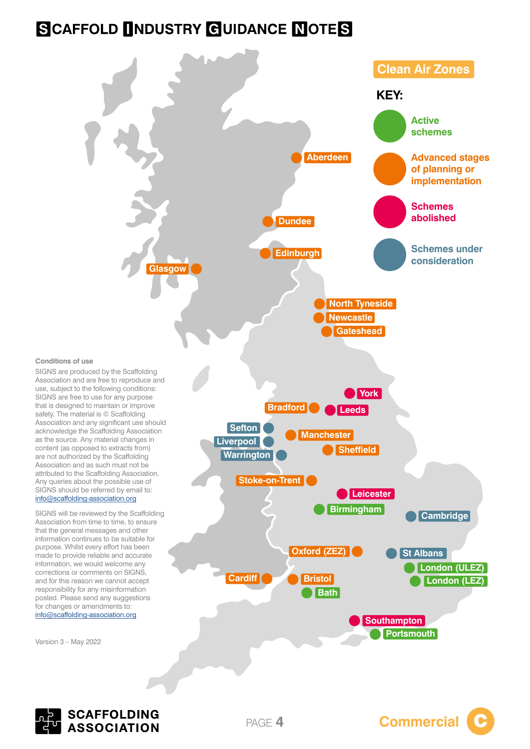# SCAFFOLD INDUSTRY GUIDANCE NOTES

## Clean Air Zones

**KEY:**

- Active schemes
- Advanced stages of planning or implementation
- Schemes abolished
- Schemes under consideration

Aberdeen
Dundee
Edinburgh
Glasgow
North Tyneside
Newcastle
Gateshead
York
Bradford
Leeds
Sefton
Liverpool
Manchester
Warrington
Sheffield
Stoke-on-Trent
Leicester
Birmingham
Cambridge
Oxford (ZEZ)
St Albans
London (ULEZ)
London (LEZ)
Cardiff
Bristol
Bath
Southampton
Portsmouth

**Conditions of use**

SIGNS are produced by the Scaffolding Association and are free to reproduce and use, subject to the following conditions: SIGNS are free to use for any purpose that is designed to maintain or improve safety. The material is © Scaffolding Association and any significant use should acknowledge the Scaffolding Association as the source. Any material changes in content (as opposed to extracts from) are not authorized by the Scaffolding Association and as such must not be attributed to the Scaffolding Association. Any queries about the possible use of SIGNS should be referred by email to: info@scaffolding-association.org

SIGNS will be reviewed by the Scaffolding Association from time to time, to ensure that the general messages and other information continues to be suitable for purpose. Whilst every effort has been made to provide reliable and accurate information, we would welcome any corrections or comments on SIGNS, and for this reason we cannot accept responsibility for any misinformation posted. Please send any suggestions for changes or amendments to: info@scaffolding-association.org

Version 3 – May 2022

SCAFFOLDING ASSOCIATION

Commercial C